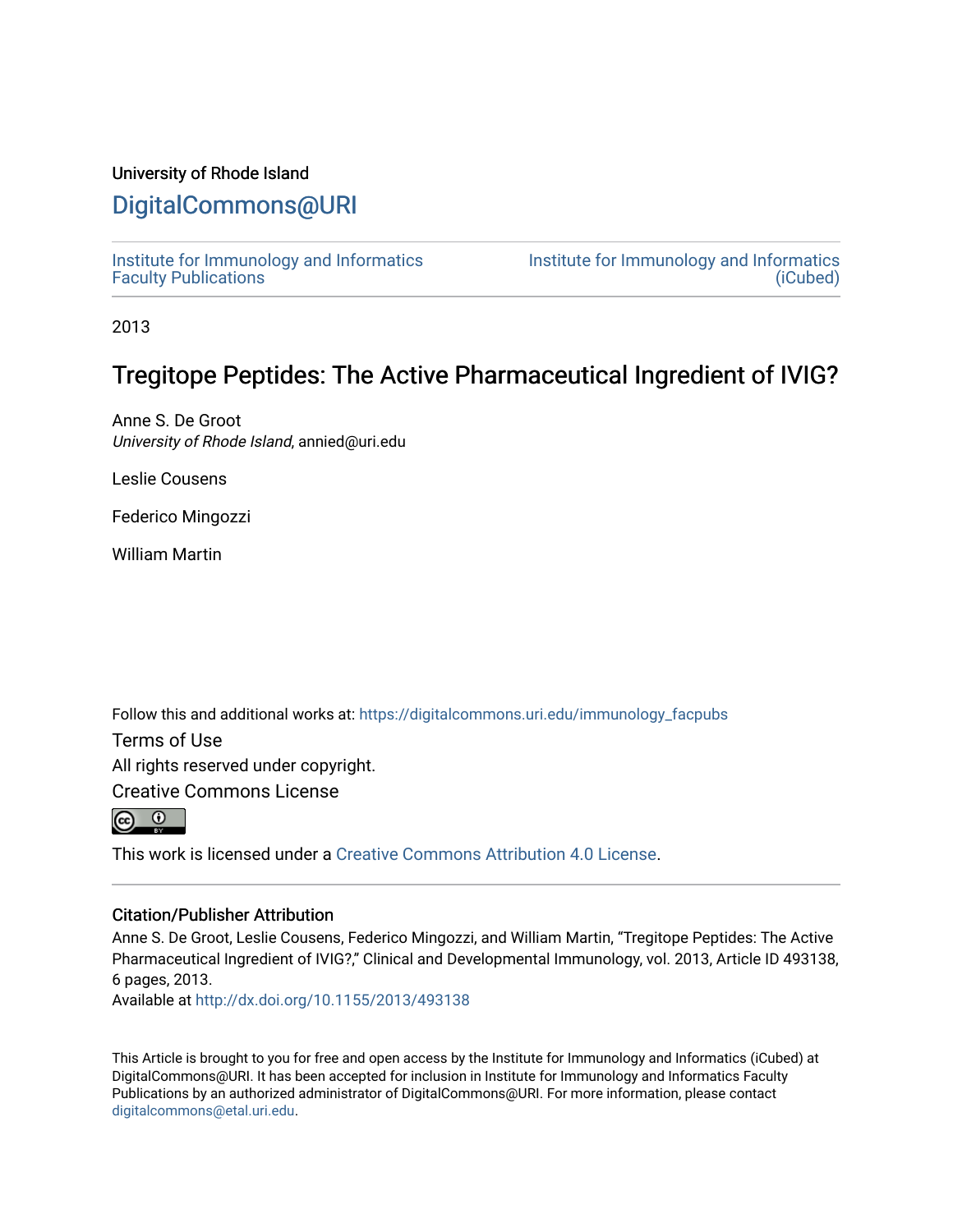University of Rhode Island

# DigitalCommons@URI

Institute for Immunology and Informatics Faculty Publications

Institute for Immunology and Informatics (iCubed)

2013

## Tregitope Peptides: The Active Pharmaceutical Ingredient of IVIG?

Anne S. De Groot
*University of Rhode Island*, annied@uri.edu

Leslie Cousens

Federico Mingozzi

William Martin

Follow this and additional works at: https://digitalcommons.uri.edu/immunology_facpubs

Terms of Use
All rights reserved under copyright.

Creative Commons License

This work is licensed under a Creative Commons Attribution 4.0 License.

### Citation/Publisher Attribution

Anne S. De Groot, Leslie Cousens, Federico Mingozzi, and William Martin, "Tregitope Peptides: The Active Pharmaceutical Ingredient of IVIG?," Clinical and Developmental Immunology, vol. 2013, Article ID 493138, 6 pages, 2013.
Available at http://dx.doi.org/10.1155/2013/493138

This Article is brought to you for free and open access by the Institute for Immunology and Informatics (iCubed) at DigitalCommons@URI. It has been accepted for inclusion in Institute for Immunology and Informatics Faculty Publications by an authorized administrator of DigitalCommons@URI. For more information, please contact digitalcommons@etal.uri.edu.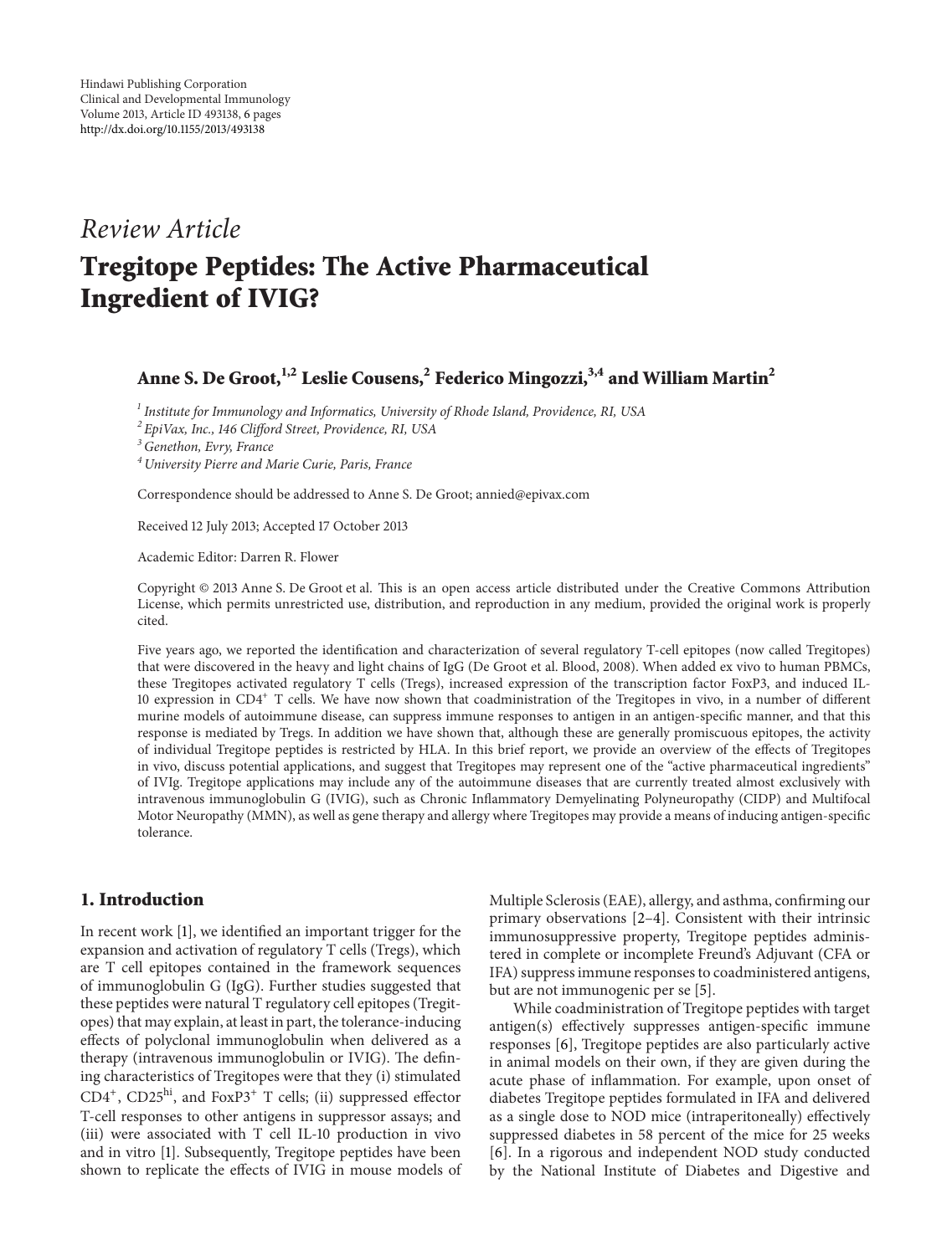Hindawi Publishing Corporation
Clinical and Developmental Immunology
Volume 2013, Article ID 493138, 6 pages
http://dx.doi.org/10.1155/2013/493138

*Review Article*

# Tregitope Peptides: The Active Pharmaceutical Ingredient of IVIG?

**Anne S. De Groot,[1,2] Leslie Cousens,[2] Federico Mingozzi,[3,4] and William Martin[2]**

[1] *Institute for Immunology and Informatics, University of Rhode Island, Providence, RI, USA*
[2] *EpiVax, Inc., 146 Clifford Street, Providence, RI, USA*
[3] *Genethon, Evry, France*
[4] *University Pierre and Marie Curie, Paris, France*

Correspondence should be addressed to Anne S. De Groot; annied@epivax.com

Received 12 July 2013; Accepted 17 October 2013

Academic Editor: Darren R. Flower

Copyright © 2013 Anne S. De Groot et al. This is an open access article distributed under the Creative Commons Attribution License, which permits unrestricted use, distribution, and reproduction in any medium, provided the original work is properly cited.

Five years ago, we reported the identification and characterization of several regulatory T-cell epitopes (now called Tregitopes) that were discovered in the heavy and light chains of IgG (De Groot et al. Blood, 2008). When added ex vivo to human PBMCs, these Tregitopes activated regulatory T cells (Tregs), increased expression of the transcription factor FoxP3, and induced IL-10 expression in $CD4^+$ T cells. We have now shown that coadministration of the Tregitopes in vivo, in a number of different murine models of autoimmune disease, can suppress immune responses to antigen in an antigen-specific manner, and that this response is mediated by Tregs. In addition we have shown that, although these are generally promiscuous epitopes, the activity of individual Tregitope peptides is restricted by HLA. In this brief report, we provide an overview of the effects of Tregitopes in vivo, discuss potential applications, and suggest that Tregitopes may represent one of the "active pharmaceutical ingredients" of IVIg. Tregitope applications may include any of the autoimmune diseases that are currently treated almost exclusively with intravenous immunoglobulin G (IVIG), such as Chronic Inflammatory Demyelinating Polyneuropathy (CIDP) and Multifocal Motor Neuropathy (MMN), as well as gene therapy and allergy where Tregitopes may provide a means of inducing antigen-specific tolerance.

## 1. Introduction

In recent work [1], we identified an important trigger for the expansion and activation of regulatory T cells (Tregs), which are T cell epitopes contained in the framework sequences of immunoglobulin G (IgG). Further studies suggested that these peptides were natural T regulatory cell epitopes (Tregitopes) that may explain, at least in part, the tolerance-inducing effects of polyclonal immunoglobulin when delivered as a therapy (intravenous immunoglobulin or IVIG). The defining characteristics of Tregitopes were that they (i) stimulated $CD4^+$, $CD25^{hi}$, and $FoxP3^+$ T cells; (ii) suppressed effector T-cell responses to other antigens in suppressor assays; and (iii) were associated with T cell IL-10 production in vivo and in vitro [1]. Subsequently, Tregitope peptides have been shown to replicate the effects of IVIG in mouse models of Multiple Sclerosis (EAE), allergy, and asthma, confirming our primary observations [2–4]. Consistent with their intrinsic immunosuppressive property, Tregitope peptides administered in complete or incomplete Freund's Adjuvant (CFA or IFA) suppress immune responses to coadministered antigens, but are not immunogenic per se [5].

While coadministration of Tregitope peptides with target antigen(s) effectively suppresses antigen-specific immune responses [6], Tregitope peptides are also particularly active in animal models on their own, if they are given during the acute phase of inflammation. For example, upon onset of diabetes Tregitope peptides formulated in IFA and delivered as a single dose to NOD mice (intraperitoneally) effectively suppressed diabetes in 58 percent of the mice for 25 weeks [6]. In a rigorous and independent NOD study conducted by the National Institute of Diabetes and Digestive and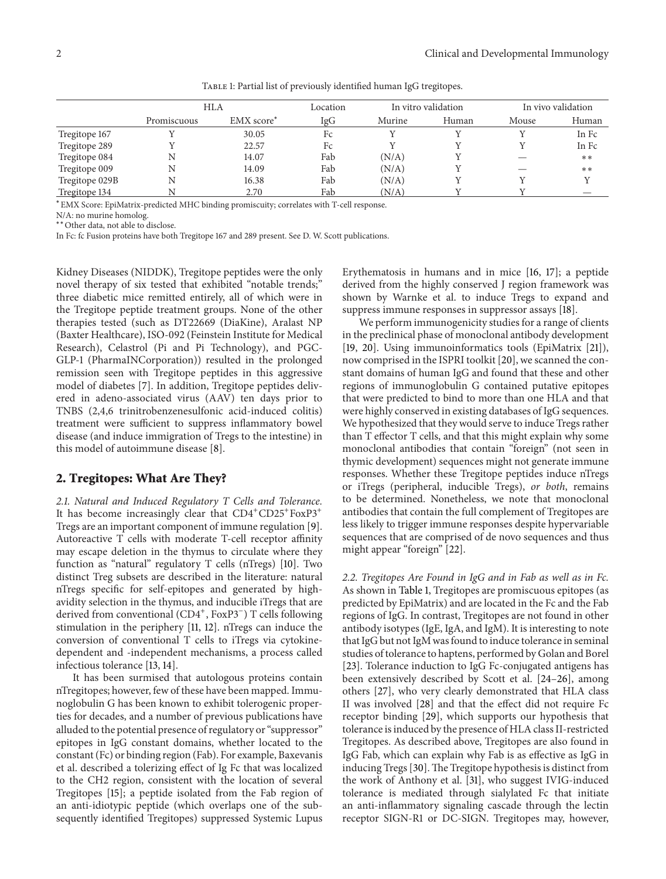Table 1: Partial list of previously identified human IgG tregitopes.

| | HLA | | Location | In vitro validation | | In vivo validation | |
|---|---|---|---|---|---|---|---|
| | Promiscuous | EMX score* | IgG | Murine | Human | Mouse | Human |
| Tregitope 167 | Y | 30.05 | Fc | Y | Y | Y | In Fc |
| Tregitope 289 | Y | 22.57 | Fc | Y | Y | Y | In Fc |
| Tregitope 084 | N | 14.07 | Fab | (N/A) | Y | — | ** |
| Tregitope 009 | N | 14.09 | Fab | (N/A) | Y | — | ** |
| Tregitope 029B | N | 16.38 | Fab | (N/A) | Y | Y | Y |
| Tregitope 134 | N | 2.70 | Fab | (N/A) | Y | Y | — |

* EMX Score: EpiMatrix-predicted MHC binding promiscuity; correlates with T-cell response.

N/A: no murine homolog.

** Other data, not able to disclose.

In Fc: fc Fusion proteins have both Tregitope 167 and 289 present. See D. W. Scott publications.

Kidney Diseases (NIDDK), Tregitope peptides were the only novel therapy of six tested that exhibited "notable trends;" three diabetic mice remitted entirely, all of which were in the Tregitope peptide treatment groups. None of the other therapies tested (such as DT22669 (DiaKine), Aralast NP (Baxter Healthcare), ISO-092 (Feinstein Institute for Medical Research), Celastrol (Pi and Pi Technology), and PGC-GLP-1 (PharmaINCorporation)) resulted in the prolonged remission seen with Tregitope peptides in this aggressive model of diabetes [7]. In addition, Tregitope peptides delivered in adeno-associated virus (AAV) ten days prior to TNBS (2,4,6 trinitrobenzenesulfonic acid-induced colitis) treatment were sufficient to suppress inflammatory bowel disease (and induce immigration of Tregs to the intestine) in this model of autoimmune disease [8].

## 2. Tregitopes: What Are They?

*2.1. Natural and Induced Regulatory T Cells and Tolerance.* It has become increasingly clear that $CD4^+CD25^+FoxP3^+$ Tregs are an important component of immune regulation [9]. Autoreactive T cells with moderate T-cell receptor affinity may escape deletion in the thymus to circulate where they function as "natural" regulatory T cells (nTregs) [10]. Two distinct Treg subsets are described in the literature: natural nTregs specific for self-epitopes and generated by high-avidity selection in the thymus, and inducible iTregs that are derived from conventional ($CD4^+$, $FoxP3^-$) T cells following stimulation in the periphery [11, 12]. nTregs can induce the conversion of conventional T cells to iTregs via cytokine-dependent and -independent mechanisms, a process called infectious tolerance [13, 14].

It has been surmised that autologous proteins contain nTregitopes; however, few of these have been mapped. Immunoglobulin G has been known to exhibit tolerogenic properties for decades, and a number of previous publications have alluded to the potential presence of regulatory or "suppressor" epitopes in IgG constant domains, whether located to the constant (Fc) or binding region (Fab). For example, Baxevanis et al. described a tolerizing effect of Ig Fc that was localized to the CH2 region, consistent with the location of several Tregitopes [15]; a peptide isolated from the Fab region of an anti-idiotypic peptide (which overlaps one of the subsequently identified Tregitopes) suppressed Systemic Lupus Erythematosis in humans and in mice [16, 17]; a peptide derived from the highly conserved J region framework was shown by Warnke et al. to induce Tregs to expand and suppress immune responses in suppressor assays [18].

We perform immunogenicity studies for a range of clients in the preclinical phase of monoclonal antibody development [19, 20]. Using immunoinformatics tools (EpiMatrix [21]), now comprised in the ISPRI toolkit [20], we scanned the constant domains of human IgG and found that these and other regions of immunoglobulin G contained putative epitopes that were predicted to bind to more than one HLA and that were highly conserved in existing databases of IgG sequences. We hypothesized that they would serve to induce Tregs rather than T effector T cells, and that this might explain why some monoclonal antibodies that contain "foreign" (not seen in thymic development) sequences might not generate immune responses. Whether these Tregitope peptides induce nTregs or iTregs (peripheral, inducible Tregs), *or both*, remains to be determined. Nonetheless, we note that monoclonal antibodies that contain the full complement of Tregitopes are less likely to trigger immune responses despite hypervariable sequences that are comprised of de novo sequences and thus might appear "foreign" [22].

*2.2. Tregitopes Are Found in IgG and in Fab as well as in Fc.* As shown in Table 1, Tregitopes are promiscuous epitopes (as predicted by EpiMatrix) and are located in the Fc and the Fab regions of IgG. In contrast, Tregitopes are not found in other antibody isotypes (IgE, IgA, and IgM). It is interesting to note that IgG but not IgM was found to induce tolerance in seminal studies of tolerance to haptens, performed by Golan and Borel [23]. Tolerance induction to IgG Fc-conjugated antigens has been extensively described by Scott et al. [24–26], among others [27], who very clearly demonstrated that HLA class II was involved [28] and that the effect did not require Fc receptor binding [29], which supports our hypothesis that tolerance is induced by the presence of HLA class II-restricted Tregitopes. As described above, Tregitopes are also found in IgG Fab, which can explain why Fab is as effective as IgG in inducing Tregs [30]. The Tregitope hypothesis is distinct from the work of Anthony et al. [31], who suggest IVIG-induced tolerance is mediated through sialylated Fc that initiate an anti-inflammatory signaling cascade through the lectin receptor SIGN-R1 or DC-SIGN. Tregitopes may, however,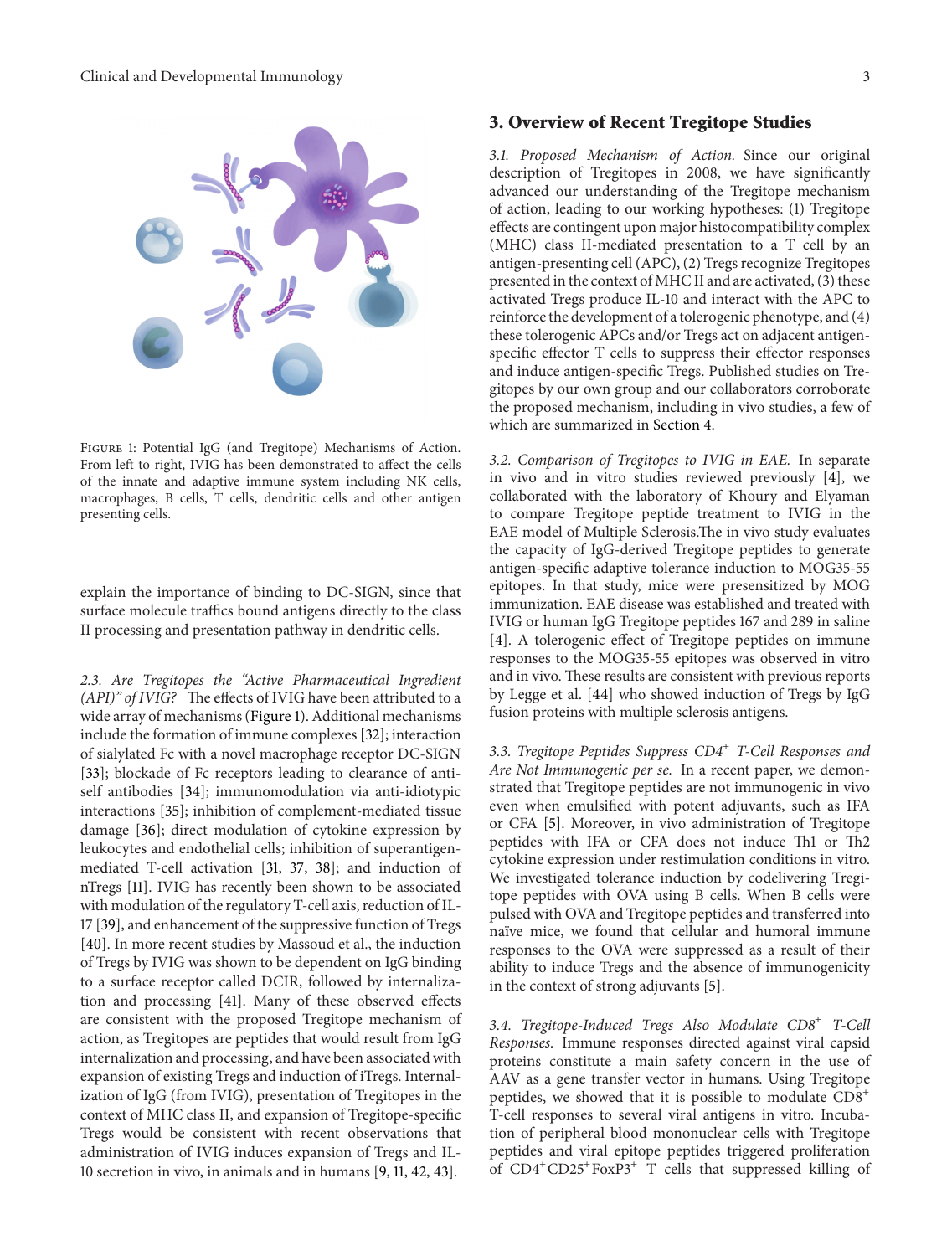Figure 1: Potential IgG (and Tregitope) Mechanisms of Action. From left to right, IVIG has been demonstrated to affect the cells of the innate and adaptive immune system including NK cells, macrophages, B cells, T cells, dendritic cells and other antigen presenting cells.

explain the importance of binding to DC-SIGN, since that surface molecule traffics bound antigens directly to the class II processing and presentation pathway in dendritic cells.

*2.3. Are Tregitopes the "Active Pharmaceutical Ingredient (API)" of IVIG?* The effects of IVIG have been attributed to a wide array of mechanisms (Figure 1). Additional mechanisms include the formation of immune complexes [32]; interaction of sialylated Fc with a novel macrophage receptor DC-SIGN [33]; blockade of Fc receptors leading to clearance of anti-self antibodies [34]; immunomodulation via anti-idiotypic interactions [35]; inhibition of complement-mediated tissue damage [36]; direct modulation of cytokine expression by leukocytes and endothelial cells; inhibition of superantigen-mediated T-cell activation [31, 37, 38]; and induction of nTregs [11]. IVIG has recently been shown to be associated with modulation of the regulatory T-cell axis, reduction of IL-17 [39], and enhancement of the suppressive function of Tregs [40]. In more recent studies by Massoud et al., the induction of Tregs by IVIG was shown to be dependent on IgG binding to a surface receptor called DCIR, followed by internalization and processing [41]. Many of these observed effects are consistent with the proposed Tregitope mechanism of action, as Tregitopes are peptides that would result from IgG internalization and processing, and have been associated with expansion of existing Tregs and induction of iTregs. Internalization of IgG (from IVIG), presentation of Tregitopes in the context of MHC class II, and expansion of Tregitope-specific Tregs would be consistent with recent observations that administration of IVIG induces expansion of Tregs and IL-10 secretion in vivo, in animals and in humans [9, 11, 42, 43].

## 3. Overview of Recent Tregitope Studies

*3.1. Proposed Mechanism of Action.* Since our original description of Tregitopes in 2008, we have significantly advanced our understanding of the Tregitope mechanism of action, leading to our working hypotheses: (1) Tregitope effects are contingent upon major histocompatibility complex (MHC) class II-mediated presentation to a T cell by an antigen-presenting cell (APC), (2) Tregs recognize Tregitopes presented in the context of MHC II and are activated, (3) these activated Tregs produce IL-10 and interact with the APC to reinforce the development of a tolerogenic phenotype, and (4) these tolerogenic APCs and/or Tregs act on adjacent antigen-specific effector T cells to suppress their effector responses and induce antigen-specific Tregs. Published studies on Tregitopes by our own group and our collaborators corroborate the proposed mechanism, including in vivo studies, a few of which are summarized in Section 4.

*3.2. Comparison of Tregitopes to IVIG in EAE.* In separate in vivo and in vitro studies reviewed previously [4], we collaborated with the laboratory of Khoury and Elyaman to compare Tregitope peptide treatment to IVIG in the EAE model of Multiple Sclerosis.The in vivo study evaluates the capacity of IgG-derived Tregitope peptides to generate antigen-specific adaptive tolerance induction to MOG35-55 epitopes. In that study, mice were presensitized by MOG immunization. EAE disease was established and treated with IVIG or human IgG Tregitope peptides 167 and 289 in saline [4]. A tolerogenic effect of Tregitope peptides on immune responses to the MOG35-55 epitopes was observed in vitro and in vivo. These results are consistent with previous reports by Legge et al. [44] who showed induction of Tregs by IgG fusion proteins with multiple sclerosis antigens.

*3.3. Tregitope Peptides Suppress $CD4^+$ T-Cell Responses and Are Not Immunogenic per se.* In a recent paper, we demonstrated that Tregitope peptides are not immunogenic in vivo even when emulsified with potent adjuvants, such as IFA or CFA [5]. Moreover, in vivo administration of Tregitope peptides with IFA or CFA does not induce Th1 or Th2 cytokine expression under restimulation conditions in vitro. We investigated tolerance induction by codelivering Tregitope peptides with OVA using B cells. When B cells were pulsed with OVA and Tregitope peptides and transferred into naïve mice, we found that cellular and humoral immune responses to the OVA were suppressed as a result of their ability to induce Tregs and the absence of immunogenicity in the context of strong adjuvants [5].

*3.4. Tregitope-Induced Tregs Also Modulate $CD8^+$ T-Cell Responses.* Immune responses directed against viral capsid proteins constitute a main safety concern in the use of AAV as a gene transfer vector in humans. Using Tregitope peptides, we showed that it is possible to modulate $CD8^+$ T-cell responses to several viral antigens in vitro. Incubation of peripheral blood mononuclear cells with Tregitope peptides and viral epitope peptides triggered proliferation of $CD4^+CD25^+FoxP3^+$ T cells that suppressed killing of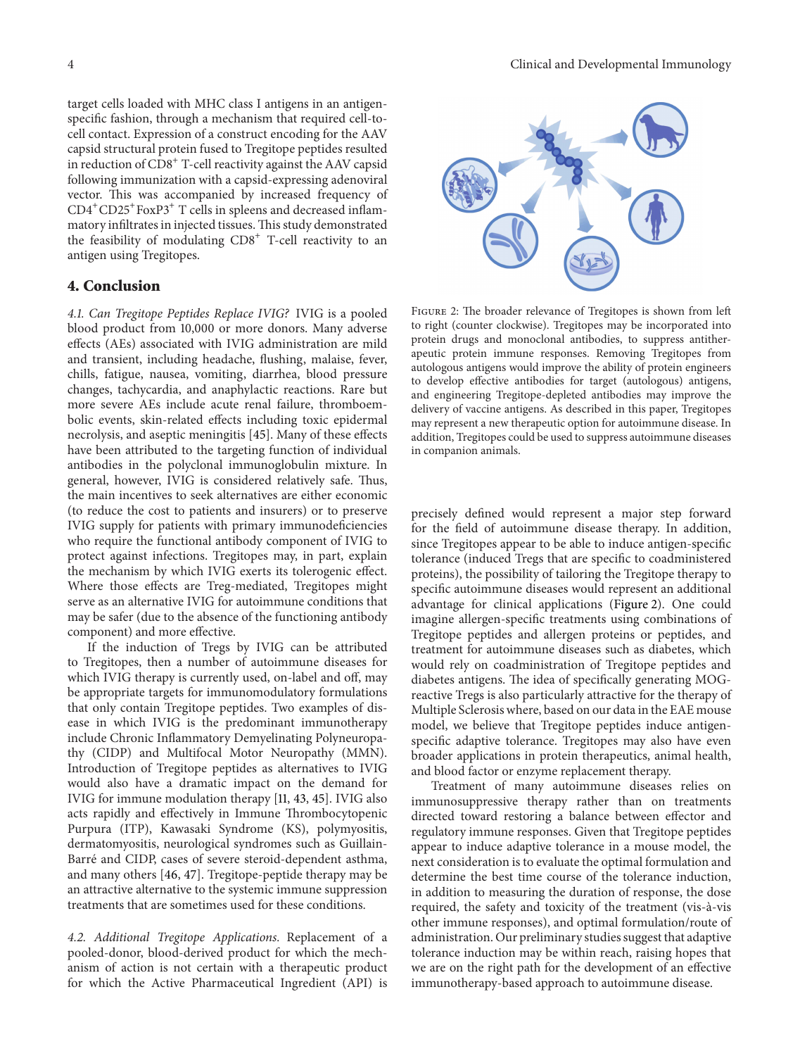target cells loaded with MHC class I antigens in an antigen-specific fashion, through a mechanism that required cell-to-cell contact. Expression of a construct encoding for the AAV capsid structural protein fused to Tregitope peptides resulted in reduction of $CD8^+$ T-cell reactivity against the AAV capsid following immunization with a capsid-expressing adenoviral vector. This was accompanied by increased frequency of $CD4^+CD25^+FoxP3^+$ T cells in spleens and decreased inflammatory infiltrates in injected tissues. This study demonstrated the feasibility of modulating $CD8^+$ T-cell reactivity to an antigen using Tregitopes.

## 4. Conclusion

*4.1. Can Tregitope Peptides Replace IVIG?* IVIG is a pooled blood product from 10,000 or more donors. Many adverse effects (AEs) associated with IVIG administration are mild and transient, including headache, flushing, malaise, fever, chills, fatigue, nausea, vomiting, diarrhea, blood pressure changes, tachycardia, and anaphylactic reactions. Rare but more severe AEs include acute renal failure, thromboembolic events, skin-related effects including toxic epidermal necrolysis, and aseptic meningitis [45]. Many of these effects have been attributed to the targeting function of individual antibodies in the polyclonal immunoglobulin mixture. In general, however, IVIG is considered relatively safe. Thus, the main incentives to seek alternatives are either economic (to reduce the cost to patients and insurers) or to preserve IVIG supply for patients with primary immunodeficiencies who require the functional antibody component of IVIG to protect against infections. Tregitopes may, in part, explain the mechanism by which IVIG exerts its tolerogenic effect. Where those effects are Treg-mediated, Tregitopes might serve as an alternative IVIG for autoimmune conditions that may be safer (due to the absence of the functioning antibody component) and more effective.

If the induction of Tregs by IVIG can be attributed to Tregitopes, then a number of autoimmune diseases for which IVIG therapy is currently used, on-label and off, may be appropriate targets for immunomodulatory formulations that only contain Tregitope peptides. Two examples of disease in which IVIG is the predominant immunotherapy include Chronic Inflammatory Demyelinating Polyneuropathy (CIDP) and Multifocal Motor Neuropathy (MMN). Introduction of Tregitope peptides as alternatives to IVIG would also have a dramatic impact on the demand for IVIG for immune modulation therapy [11, 43, 45]. IVIG also acts rapidly and effectively in Immune Thrombocytopenic Purpura (ITP), Kawasaki Syndrome (KS), polymyositis, dermatomyositis, neurological syndromes such as Guillain-Barré and CIDP, cases of severe steroid-dependent asthma, and many others [46, 47]. Tregitope-peptide therapy may be an attractive alternative to the systemic immune suppression treatments that are sometimes used for these conditions.

*4.2. Additional Tregitope Applications.* Replacement of a pooled-donor, blood-derived product for which the mechanism of action is not certain with a therapeutic product for which the Active Pharmaceutical Ingredient (API) is precisely defined would represent a major step forward for the field of autoimmune disease therapy. In addition, since Tregitopes appear to be able to induce antigen-specific tolerance (induced Tregs that are specific to coadministered proteins), the possibility of tailoring the Tregitope therapy to specific autoimmune diseases would represent an additional advantage for clinical applications (Figure 2). One could imagine allergen-specific treatments using combinations of Tregitope peptides and allergen proteins or peptides, and treatment for autoimmune diseases such as diabetes, which would rely on coadministration of Tregitope peptides and diabetes antigens. The idea of specifically generating MOG-reactive Tregs is also particularly attractive for the therapy of Multiple Sclerosis where, based on our data in the EAE mouse model, we believe that Tregitope peptides induce antigen-specific adaptive tolerance. Tregitopes may also have even broader applications in protein therapeutics, animal health, and blood factor or enzyme replacement therapy.

Figure 2: The broader relevance of Tregitopes is shown from left to right (counter clockwise). Tregitopes may be incorporated into protein drugs and monoclonal antibodies, to suppress antitherapeutic protein immune responses. Removing Tregitopes from autologous antigens would improve the ability of protein engineers to develop effective antibodies for target (autologous) antigens, and engineering Tregitope-depleted antibodies may improve the delivery of vaccine antigens. As described in this paper, Tregitopes may represent a new therapeutic option for autoimmune disease. In addition, Tregitopes could be used to suppress autoimmune diseases in companion animals.

Treatment of many autoimmune diseases relies on immunosuppressive therapy rather than on treatments directed toward restoring a balance between effector and regulatory immune responses. Given that Tregitope peptides appear to induce adaptive tolerance in a mouse model, the next consideration is to evaluate the optimal formulation and determine the best time course of the tolerance induction, in addition to measuring the duration of response, the dose required, the safety and toxicity of the treatment (vis-à-vis other immune responses), and optimal formulation/route of administration. Our preliminary studies suggest that adaptive tolerance induction may be within reach, raising hopes that we are on the right path for the development of an effective immunotherapy-based approach to autoimmune disease.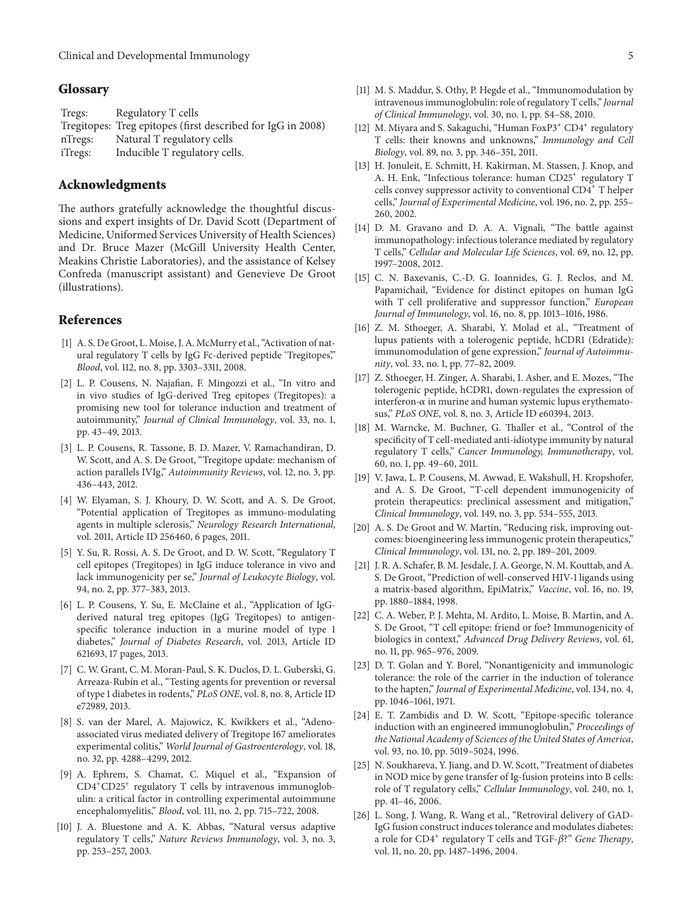## Glossary

Tregs: Regulatory T cells
Tregitopes: Treg epitopes (first described for IgG in 2008)
nTregs: Natural T regulatory cells
iTregs: Inducible T regulatory cells.

## Acknowledgments

The authors gratefully acknowledge the thoughtful discussions and expert insights of Dr. David Scott (Department of Medicine, Uniformed Services University of Health Sciences) and Dr. Bruce Mazer (McGill University Health Center, Meakins Christie Laboratories), and the assistance of Kelsey Confreda (manuscript assistant) and Genevieve De Groot (illustrations).

## References

[1] A. S. De Groot, L. Moise, J. A. McMurry et al., "Activation of natural regulatory T cells by IgG Fc-derived peptide 'Tregitopes'," *Blood*, vol. 112, no. 8, pp. 3303–3311, 2008.

[2] L. P. Cousens, N. Najafian, F. Mingozzi et al., "In vitro and in vivo studies of IgG-derived Treg epitopes (Tregitopes): a promising new tool for tolerance induction and treatment of autoimmunity," *Journal of Clinical Immunology*, vol. 33, no. 1, pp. 43–49, 2013.

[3] L. P. Cousens, R. Tassone, B. D. Mazer, V. Ramachandiran, D. W. Scott, and A. S. De Groot, "Tregitope update: mechanism of action parallels IVIg," *Autoimmunity Reviews*, vol. 12, no. 3, pp. 436–443, 2012.

[4] W. Elyaman, S. J. Khoury, D. W. Scott, and A. S. De Groot, "Potential application of Tregitopes as immuno-modulating agents in multiple sclerosis," *Neurology Research International*, vol. 2011, Article ID 256460, 6 pages, 2011.

[5] Y. Su, R. Rossi, A. S. De Groot, and D. W. Scott, "Regulatory T cell epitopes (Tregitopes) in IgG induce tolerance in vivo and lack immunogenicity per se," *Journal of Leukocyte Biology*, vol. 94, no. 2, pp. 377–383, 2013.

[6] L. P. Cousens, Y. Su, E. McClaine et al., "Application of IgG-derived natural treg epitopes (IgG Tregitopes) to antigen-specific tolerance induction in a murine model of type 1 diabetes," *Journal of Diabetes Research*, vol. 2013, Article ID 621693, 17 pages, 2013.

[7] C. W. Grant, C. M. Moran-Paul, S. K. Duclos, D. L. Guberski, G. Arreaza-Rubín et al., "Testing agents for prevention or reversal of type 1 diabetes in rodents," *PLoS ONE*, vol. 8, no. 8, Article ID e72989, 2013.

[8] S. van der Marel, A. Majowicz, K. Kwikkers et al., "Adeno-associated virus mediated delivery of Tregitope 167 ameliorates experimental colitis," *World Journal of Gastroenterology*, vol. 18, no. 32, pp. 4288–4299, 2012.

[9] A. Ephrem, S. Chamat, C. Miquel et al., "Expansion of CD4$^+$CD25$^+$ regulatory T cells by intravenous immunoglobulin: a critical factor in controlling experimental autoimmune encephalomyelitis," *Blood*, vol. 111, no. 2, pp. 715–722, 2008.

[10] J. A. Bluestone and A. K. Abbas, "Natural versus adaptive regulatory T cells," *Nature Reviews Immunology*, vol. 3, no. 3, pp. 253–257, 2003.

[11] M. S. Maddur, S. Othy, P. Hegde et al., "Immunomodulation by intravenous immunoglobulin: role of regulatory T cells," *Journal of Clinical Immunology*, vol. 30, no. 1, pp. S4–S8, 2010.

[12] M. Miyara and S. Sakaguchi, "Human FoxP3$^+$ CD4$^+$ regulatory T cells: their knowns and unknowns," *Immunology and Cell Biology*, vol. 89, no. 3, pp. 346–351, 2011.

[13] H. Jonuleit, E. Schmitt, H. Kakirman, M. Stassen, J. Knop, and A. H. Enk, "Infectious tolerance: human CD25$^+$ regulatory T cells convey suppressor activity to conventional CD4$^+$ T helper cells," *Journal of Experimental Medicine*, vol. 196, no. 2, pp. 255–260, 2002.

[14] D. M. Gravano and D. A. A. Vignali, "The battle against immunopathology: infectious tolerance mediated by regulatory T cells," *Cellular and Molecular Life Sciences*, vol. 69, no. 12, pp. 1997–2008, 2012.

[15] C. N. Baxevanis, C.-D. G. Ioannides, G. J. Reclos, and M. Papamichail, "Evidence for distinct epitopes on human IgG with T cell proliferative and suppressor function," *European Journal of Immunology*, vol. 16, no. 8, pp. 1013–1016, 1986.

[16] Z. M. Sthoeger, A. Sharabi, Y. Molad et al., "Treatment of lupus patients with a tolerogenic peptide, hCDR1 (Edratide): immunomodulation of gene expression," *Journal of Autoimmunity*, vol. 33, no. 1, pp. 77–82, 2009.

[17] Z. Sthoeger, H. Zinger, A. Sharabi, I. Asher, and E. Mozes, "The tolerogenic peptide, hCDR1, down-regulates the expression of interferon-$\alpha$ in murine and human systemic lupus erythematosus," *PLoS ONE*, vol. 8, no. 3, Article ID e60394, 2013.

[18] M. Warncke, M. Buchner, G. Thaller et al., "Control of the specificity of T cell-mediated anti-idiotype immunity by natural regulatory T cells," *Cancer Immunology, Immunotherapy*, vol. 60, no. 1, pp. 49–60, 2011.

[19] V. Jawa, L. P. Cousens, M. Awwad, E. Wakshull, H. Kropshofer, and A. S. De Groot, "T-cell dependent immunogenicity of protein therapeutics: preclinical assessment and mitigation," *Clinical Immunology*, vol. 149, no. 3, pp. 534–555, 2013.

[20] A. S. De Groot and W. Martin, "Reducing risk, improving outcomes: bioengineering less immunogenic protein therapeutics," *Clinical Immunology*, vol. 131, no. 2, pp. 189–201, 2009.

[21] J. R. A. Schafer, B. M. Jesdale, J. A. George, N. M. Kouttab, and A. S. De Groot, "Prediction of well-conserved HIV-1 ligands using a matrix-based algorithm, EpiMatrix," *Vaccine*, vol. 16, no. 19, pp. 1880–1884, 1998.

[22] C. A. Weber, P. J. Mehta, M. Ardito, L. Moise, B. Martin, and A. S. De Groot, "T cell epitope: friend or foe? Immunogenicity of biologics in context," *Advanced Drug Delivery Reviews*, vol. 61, no. 11, pp. 965–976, 2009.

[23] D. T. Golan and Y. Borel, "Nonantigenicity and immunologic tolerance: the role of the carrier in the induction of tolerance to the hapten," *Journal of Experimental Medicine*, vol. 134, no. 4, pp. 1046–1061, 1971.

[24] E. T. Zambidis and D. W. Scott, "Epitope-specific tolerance induction with an engineered immunoglobulin," *Proceedings of the National Academy of Sciences of the United States of America*, vol. 93, no. 10, pp. 5019–5024, 1996.

[25] N. Soukhareva, Y. Jiang, and D. W. Scott, "Treatment of diabetes in NOD mice by gene transfer of Ig-fusion proteins into B cells: role of T regulatory cells," *Cellular Immunology*, vol. 240, no. 1, pp. 41–46, 2006.

[26] L. Song, J. Wang, R. Wang et al., "Retroviral delivery of GAD-IgG fusion construct induces tolerance and modulates diabetes: a role for CD4$^+$ regulatory T cells and TGF-$\beta$?" *Gene Therapy*, vol. 11, no. 20, pp. 1487–1496, 2004.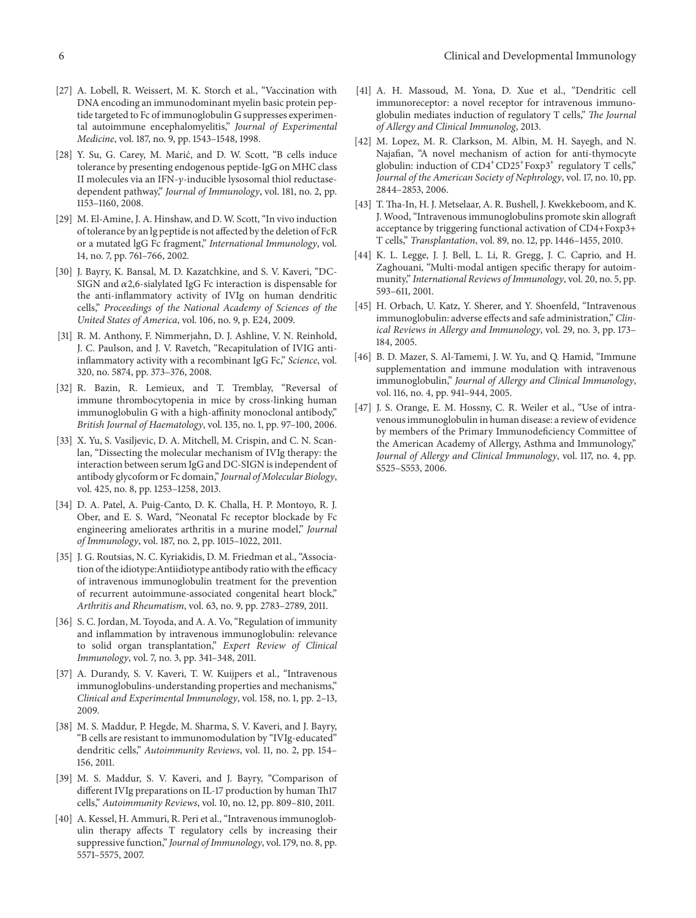[27] A. Lobell, R. Weissert, M. K. Storch et al., "Vaccination with DNA encoding an immunodominant myelin basic protein peptide targeted to Fc of immunoglobulin G suppresses experimental autoimmune encephalomyelitis," *Journal of Experimental Medicine*, vol. 187, no. 9, pp. 1543–1548, 1998.

[28] Y. Su, G. Carey, M. Marić, and D. W. Scott, "B cells induce tolerance by presenting endogenous peptide-IgG on MHC class II molecules via an IFN-$\gamma$-inducible lysosomal thiol reductase-dependent pathway," *Journal of Immunology*, vol. 181, no. 2, pp. 1153–1160, 2008.

[29] M. El-Amine, J. A. Hinshaw, and D. W. Scott, "In vivo induction of tolerance by an Ig peptide is not affected by the deletion of FcR or a mutated IgG Fc fragment," *International Immunology*, vol. 14, no. 7, pp. 761–766, 2002.

[30] J. Bayry, K. Bansal, M. D. Kazatchkine, and S. V. Kaveri, "DC-SIGN and $\alpha$2,6-sialylated IgG Fc interaction is dispensable for the anti-inflammatory activity of IVIg on human dendritic cells," *Proceedings of the National Academy of Sciences of the United States of America*, vol. 106, no. 9, p. E24, 2009.

[31] R. M. Anthony, F. Nimmerjahn, D. J. Ashline, V. N. Reinhold, J. C. Paulson, and J. V. Ravetch, "Recapitulation of IVIG anti-inflammatory activity with a recombinant IgG Fc," *Science*, vol. 320, no. 5874, pp. 373–376, 2008.

[32] R. Bazin, R. Lemieux, and T. Tremblay, "Reversal of immune thrombocytopenia in mice by cross-linking human immunoglobulin G with a high-affinity monoclonal antibody," *British Journal of Haematology*, vol. 135, no. 1, pp. 97–100, 2006.

[33] X. Yu, S. Vasiljevic, D. A. Mitchell, M. Crispin, and C. N. Scanlan, "Dissecting the molecular mechanism of IVIg therapy: the interaction between serum IgG and DC-SIGN is independent of antibody glycoform or Fc domain," *Journal of Molecular Biology*, vol. 425, no. 8, pp. 1253–1258, 2013.

[34] D. A. Patel, A. Puig-Canto, D. K. Challa, H. P. Montoyo, R. J. Ober, and E. S. Ward, "Neonatal Fc receptor blockade by Fc engineering ameliorates arthritis in a murine model," *Journal of Immunology*, vol. 187, no. 2, pp. 1015–1022, 2011.

[35] J. G. Routsias, N. C. Kyriakidis, D. M. Friedman et al., "Association of the idiotype:Antiidiotype antibody ratio with the efficacy of intravenous immunoglobulin treatment for the prevention of recurrent autoimmune-associated congenital heart block," *Arthritis and Rheumatism*, vol. 63, no. 9, pp. 2783–2789, 2011.

[36] S. C. Jordan, M. Toyoda, and A. A. Vo, "Regulation of immunity and inflammation by intravenous immunoglobulin: relevance to solid organ transplantation," *Expert Review of Clinical Immunology*, vol. 7, no. 3, pp. 341–348, 2011.

[37] A. Durandy, S. V. Kaveri, T. W. Kuijpers et al., "Intravenous immunoglobulins-understanding properties and mechanisms," *Clinical and Experimental Immunology*, vol. 158, no. 1, pp. 2–13, 2009.

[38] M. S. Maddur, P. Hegde, M. Sharma, S. V. Kaveri, and J. Bayry, "B cells are resistant to immunomodulation by "IVIg-educated" dendritic cells," *Autoimmunity Reviews*, vol. 11, no. 2, pp. 154–156, 2011.

[39] M. S. Maddur, S. V. Kaveri, and J. Bayry, "Comparison of different IVIg preparations on IL-17 production by human Th17 cells," *Autoimmunity Reviews*, vol. 10, no. 12, pp. 809–810, 2011.

[40] A. Kessel, H. Ammuri, R. Peri et al., "Intravenous immunoglobulin therapy affects T regulatory cells by increasing their suppressive function," *Journal of Immunology*, vol. 179, no. 8, pp. 5571–5575, 2007.

[41] A. H. Massoud, M. Yona, D. Xue et al., "Dendritic cell immunoreceptor: a novel receptor for intravenous immunoglobulin mediates induction of regulatory T cells," *The Journal of Allergy and Clinical Immunolog*, 2013.

[42] M. Lopez, M. R. Clarkson, M. Albin, M. H. Sayegh, and N. Najafian, "A novel mechanism of action for anti-thymocyte globulin: induction of $CD4^+CD25^+Foxp3^+$ regulatory T cells," *Journal of the American Society of Nephrology*, vol. 17, no. 10, pp. 2844–2853, 2006.

[43] T. Tha-In, H. J. Metselaar, A. R. Bushell, J. Kwekkeboom, and K. J. Wood, "Intravenous immunoglobulins promote skin allograft acceptance by triggering functional activation of CD4+Foxp3+ T cells," *Transplantation*, vol. 89, no. 12, pp. 1446–1455, 2010.

[44] K. L. Legge, J. J. Bell, L. Li, R. Gregg, J. C. Caprio, and H. Zaghouani, "Multi-modal antigen specific therapy for autoimmunity," *International Reviews of Immunology*, vol. 20, no. 5, pp. 593–611, 2001.

[45] H. Orbach, U. Katz, Y. Sherer, and Y. Shoenfeld, "Intravenous immunoglobulin: adverse effects and safe administration," *Clinical Reviews in Allergy and Immunology*, vol. 29, no. 3, pp. 173–184, 2005.

[46] B. D. Mazer, S. Al-Tamemi, J. W. Yu, and Q. Hamid, "Immune supplementation and immune modulation with intravenous immunoglobulin," *Journal of Allergy and Clinical Immunology*, vol. 116, no. 4, pp. 941–944, 2005.

[47] J. S. Orange, E. M. Hossny, C. R. Weiler et al., "Use of intravenous immunoglobulin in human disease: a review of evidence by members of the Primary Immunodeficiency Committee of the American Academy of Allergy, Asthma and Immunology," *Journal of Allergy and Clinical Immunology*, vol. 117, no. 4, pp. S525–S553, 2006.